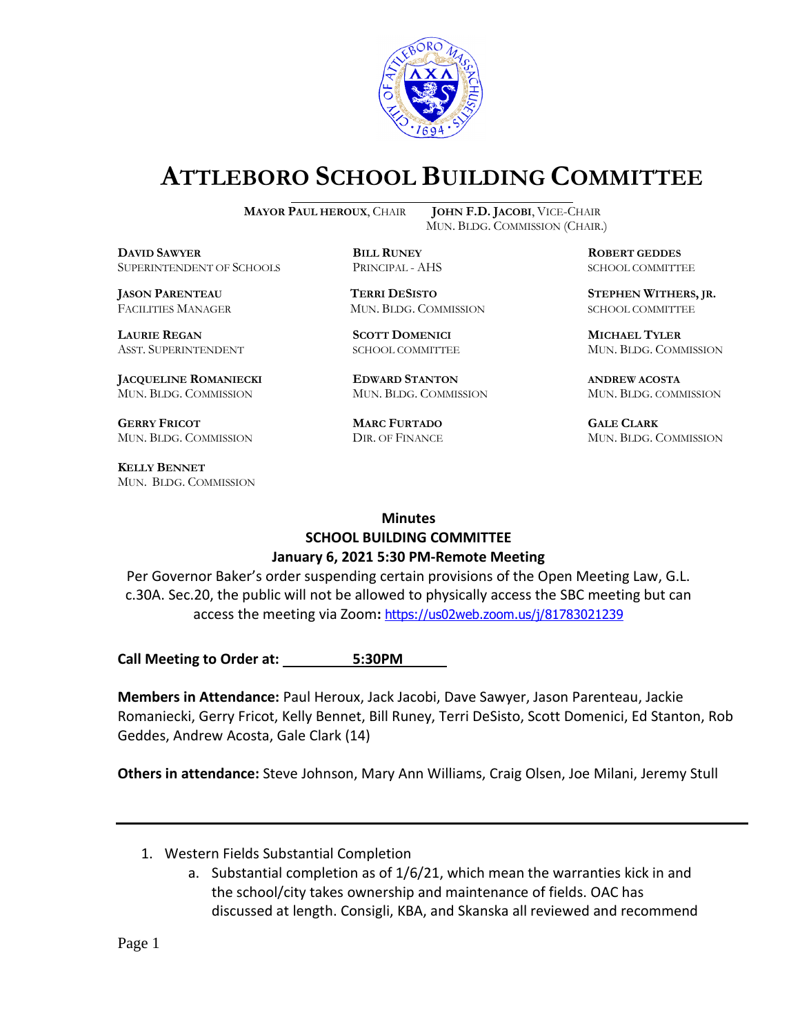# ATTLEBORO SCHOOL BUILDING COMMITTEE

**MAYOR PAUL HEROUX**, CHAIR  **JOHN F.D. JACOBI**, VICE-CHAIR
MUN. BLDG. COMMISSION (CHAIR.)

**DAVID SAWYER**
SUPERINTENDENT OF SCHOOLS

**BILL RUNEY**
PRINCIPAL - AHS

**ROBERT GEDDES**
SCHOOL COMMITTEE

**JASON PARENTEAU**
FACILITIES MANAGER

**TERRI DESISTO**
MUN. BLDG. COMMISSION

**STEPHEN WITHERS, JR.**
SCHOOL COMMITTEE

**LAURIE REGAN**
ASST. SUPERINTENDENT

**SCOTT DOMENICI**
SCHOOL COMMITTEE

**MICHAEL TYLER**
MUN. BLDG. COMMISSION

**JACQUELINE ROMANIECKI**
MUN. BLDG. COMMISSION

**EDWARD STANTON**
MUN. BLDG. COMMISSION

**ANDREW ACOSTA**
MUN. BLDG. COMMISSION

**GERRY FRICOT**
MUN. BLDG. COMMISSION

**MARC FURTADO**
DIR. OF FINANCE

**GALE CLARK**
MUN. BLDG. COMMISSION

**KELLY BENNET**
MUN. BLDG. COMMISSION

**Minutes**
**SCHOOL BUILDING COMMITTEE**
**January 6, 2021 5:30 PM-Remote Meeting**

Per Governor Baker's order suspending certain provisions of the Open Meeting Law, G.L. c.30A. Sec.20, the public will not be allowed to physically access the SBC meeting but can access the meeting via Zoom**:** https://us02web.zoom.us/j/81783021239

**Call Meeting to Order at: 5:30PM**

**Members in Attendance:** Paul Heroux, Jack Jacobi, Dave Sawyer, Jason Parenteau, Jackie Romaniecki, Gerry Fricot, Kelly Bennet, Bill Runey, Terri DeSisto, Scott Domenici, Ed Stanton, Rob Geddes, Andrew Acosta, Gale Clark (14)

**Others in attendance:** Steve Johnson, Mary Ann Williams, Craig Olsen, Joe Milani, Jeremy Stull

---

1. Western Fields Substantial Completion
   a. Substantial completion as of 1/6/21, which mean the warranties kick in and the school/city takes ownership and maintenance of fields. OAC has discussed at length. Consigli, KBA, and Skanska all reviewed and recommend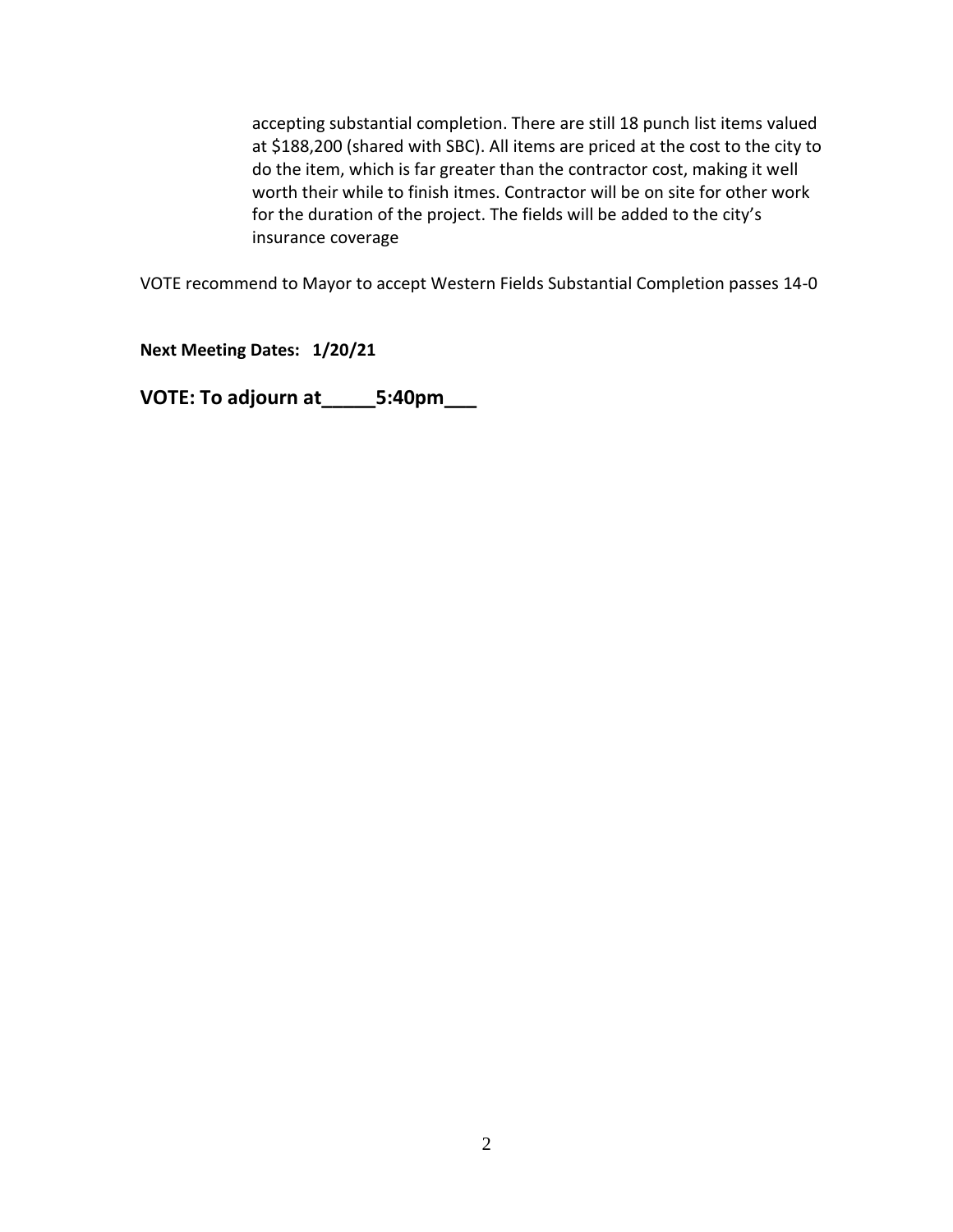accepting substantial completion. There are still 18 punch list items valued at $188,200 (shared with SBC). All items are priced at the cost to the city to do the item, which is far greater than the contractor cost, making it well worth their while to finish itmes. Contractor will be on site for other work for the duration of the project. The fields will be added to the city's insurance coverage

VOTE recommend to Mayor to accept Western Fields Substantial Completion passes 14-0

**Next Meeting Dates: 1/20/21**

**VOTE: To adjourn at_____5:40pm___**